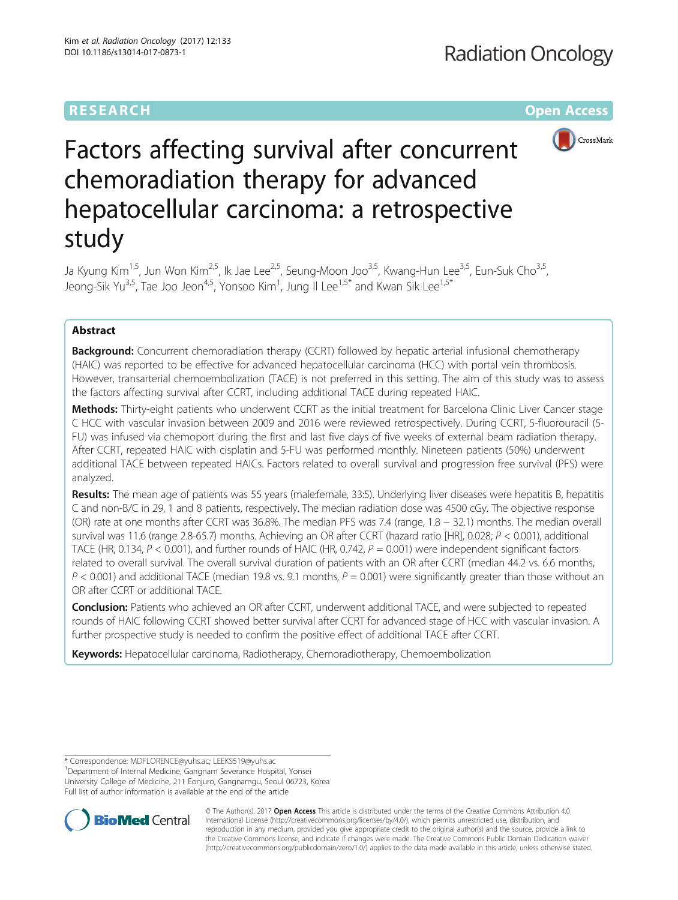RESEARCH Open Access

# Factors affecting survival after concurrent chemoradiation therapy for advanced hepatocellular carcinoma: a retrospective study

Ja Kyung Kim[1,5], Jun Won Kim[2,5], Ik Jae Lee[2,5], Seung-Moon Joo[3,5], Kwang-Hun Lee[3,5], Eun-Suk Cho[3,5], Jeong-Sik Yu[3,5], Tae Joo Jeon[4,5], Yonsoo Kim[1], Jung Il Lee[1,5*] and Kwan Sik Lee[1,5*]

## Abstract

**Background:** Concurrent chemoradiation therapy (CCRT) followed by hepatic arterial infusional chemotherapy (HAIC) was reported to be effective for advanced hepatocellular carcinoma (HCC) with portal vein thrombosis. However, transarterial chemoembolization (TACE) is not preferred in this setting. The aim of this study was to assess the factors affecting survival after CCRT, including additional TACE during repeated HAIC.

**Methods:** Thirty-eight patients who underwent CCRT as the initial treatment for Barcelona Clinic Liver Cancer stage C HCC with vascular invasion between 2009 and 2016 were reviewed retrospectively. During CCRT, 5-fluorouracil (5-FU) was infused via chemoport during the first and last five days of five weeks of external beam radiation therapy. After CCRT, repeated HAIC with cisplatin and 5-FU was performed monthly. Nineteen patients (50%) underwent additional TACE between repeated HAICs. Factors related to overall survival and progression free survival (PFS) were analyzed.

**Results:** The mean age of patients was 55 years (male:female, 33:5). Underlying liver diseases were hepatitis B, hepatitis C and non-B/C in 29, 1 and 8 patients, respectively. The median radiation dose was 4500 cGy. The objective response (OR) rate at one months after CCRT was 36.8%. The median PFS was 7.4 (range, 1.8 − 32.1) months. The median overall survival was 11.6 (range 2.8-65.7) months. Achieving an OR after CCRT (hazard ratio [HR], 0.028; $P < 0.001$), additional TACE (HR, 0.134, $P < 0.001$), and further rounds of HAIC (HR, 0.742, $P = 0.001$) were independent significant factors related to overall survival. The overall survival duration of patients with an OR after CCRT (median 44.2 vs. 6.6 months, $P < 0.001$) and additional TACE (median 19.8 vs. 9.1 months, $P = 0.001$) were significantly greater than those without an OR after CCRT or additional TACE.

**Conclusion:** Patients who achieved an OR after CCRT, underwent additional TACE, and were subjected to repeated rounds of HAIC following CCRT showed better survival after CCRT for advanced stage of HCC with vascular invasion. A further prospective study is needed to confirm the positive effect of additional TACE after CCRT.

**Keywords:** Hepatocellular carcinoma, Radiotherapy, Chemoradiotherapy, Chemoembolization

---

* Correspondence: MDFLORENCE@yuhs.ac; LEEKS519@yuhs.ac
[1]Department of Internal Medicine, Gangnam Severance Hospital, Yonsei University College of Medicine, 211 Eonjuro, Gangnamgu, Seoul 06723, Korea
Full list of author information is available at the end of the article

© The Author(s). 2017 **Open Access** This article is distributed under the terms of the Creative Commons Attribution 4.0 International License (http://creativecommons.org/licenses/by/4.0/), which permits unrestricted use, distribution, and reproduction in any medium, provided you give appropriate credit to the original author(s) and the source, provide a link to the Creative Commons license, and indicate if changes were made. The Creative Commons Public Domain Dedication waiver (http://creativecommons.org/publicdomain/zero/1.0/) applies to the data made available in this article, unless otherwise stated.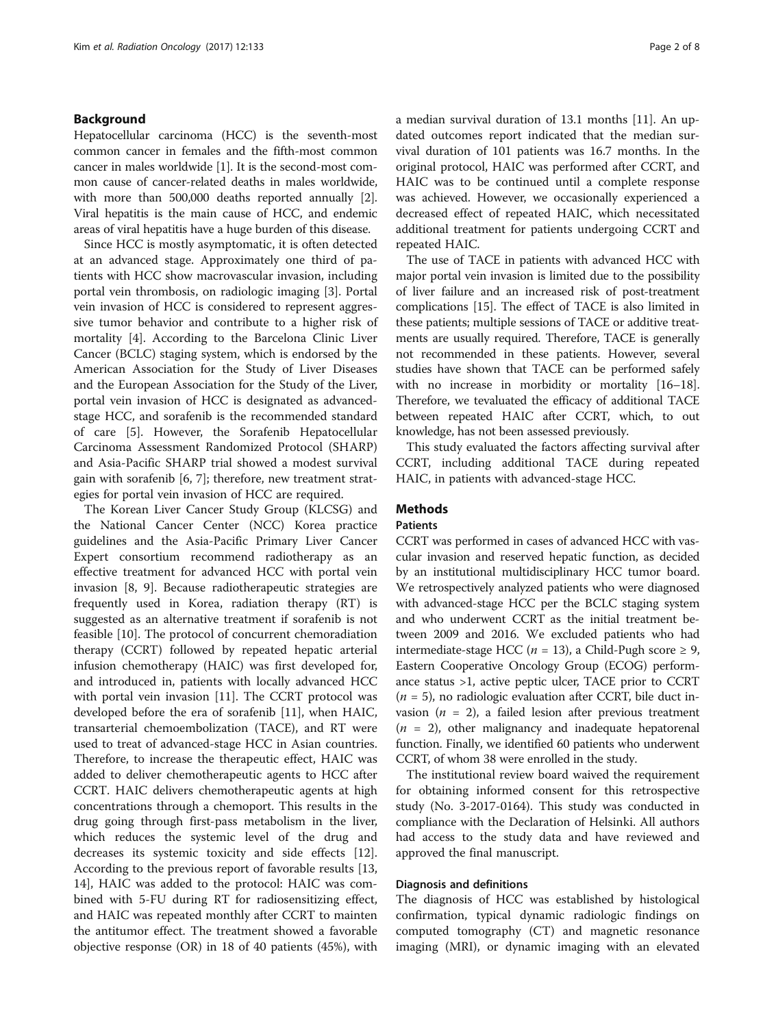## Background

Hepatocellular carcinoma (HCC) is the seventh-most common cancer in females and the fifth-most common cancer in males worldwide [1]. It is the second-most common cause of cancer-related deaths in males worldwide, with more than 500,000 deaths reported annually [2]. Viral hepatitis is the main cause of HCC, and endemic areas of viral hepatitis have a huge burden of this disease.

Since HCC is mostly asymptomatic, it is often detected at an advanced stage. Approximately one third of patients with HCC show macrovascular invasion, including portal vein thrombosis, on radiologic imaging [3]. Portal vein invasion of HCC is considered to represent aggressive tumor behavior and contribute to a higher risk of mortality [4]. According to the Barcelona Clinic Liver Cancer (BCLC) staging system, which is endorsed by the American Association for the Study of Liver Diseases and the European Association for the Study of the Liver, portal vein invasion of HCC is designated as advanced-stage HCC, and sorafenib is the recommended standard of care [5]. However, the Sorafenib Hepatocellular Carcinoma Assessment Randomized Protocol (SHARP) and Asia-Pacific SHARP trial showed a modest survival gain with sorafenib [6, 7]; therefore, new treatment strategies for portal vein invasion of HCC are required.

The Korean Liver Cancer Study Group (KLCSG) and the National Cancer Center (NCC) Korea practice guidelines and the Asia-Pacific Primary Liver Cancer Expert consortium recommend radiotherapy as an effective treatment for advanced HCC with portal vein invasion [8, 9]. Because radiotherapeutic strategies are frequently used in Korea, radiation therapy (RT) is suggested as an alternative treatment if sorafenib is not feasible [10]. The protocol of concurrent chemoradiation therapy (CCRT) followed by repeated hepatic arterial infusion chemotherapy (HAIC) was first developed for, and introduced in, patients with locally advanced HCC with portal vein invasion [11]. The CCRT protocol was developed before the era of sorafenib [11], when HAIC, transarterial chemoembolization (TACE), and RT were used to treat of advanced-stage HCC in Asian countries. Therefore, to increase the therapeutic effect, HAIC was added to deliver chemotherapeutic agents to HCC after CCRT. HAIC delivers chemotherapeutic agents at high concentrations through a chemoport. This results in the drug going through first-pass metabolism in the liver, which reduces the systemic level of the drug and decreases its systemic toxicity and side effects [12]. According to the previous report of favorable results [13, 14], HAIC was added to the protocol: HAIC was combined with 5-FU during RT for radiosensitizing effect, and HAIC was repeated monthly after CCRT to mainten the antitumor effect. The treatment showed a favorable objective response (OR) in 18 of 40 patients (45%), with a median survival duration of 13.1 months [11]. An updated outcomes report indicated that the median survival duration of 101 patients was 16.7 months. In the original protocol, HAIC was performed after CCRT, and HAIC was to be continued until a complete response was achieved. However, we occasionally experienced a decreased effect of repeated HAIC, which necessitated additional treatment for patients undergoing CCRT and repeated HAIC.

The use of TACE in patients with advanced HCC with major portal vein invasion is limited due to the possibility of liver failure and an increased risk of post-treatment complications [15]. The effect of TACE is also limited in these patients; multiple sessions of TACE or additive treatments are usually required. Therefore, TACE is generally not recommended in these patients. However, several studies have shown that TACE can be performed safely with no increase in morbidity or mortality [16–18]. Therefore, we tevaluated the efficacy of additional TACE between repeated HAIC after CCRT, which, to out knowledge, has not been assessed previously.

This study evaluated the factors affecting survival after CCRT, including additional TACE during repeated HAIC, in patients with advanced-stage HCC.

## Methods

### Patients

CCRT was performed in cases of advanced HCC with vascular invasion and reserved hepatic function, as decided by an institutional multidisciplinary HCC tumor board. We retrospectively analyzed patients who were diagnosed with advanced-stage HCC per the BCLC staging system and who underwent CCRT as the initial treatment between 2009 and 2016. We excluded patients who had intermediate-stage HCC ($n$ = 13), a Child-Pugh score ≥ 9, Eastern Cooperative Oncology Group (ECOG) performance status >1, active peptic ulcer, TACE prior to CCRT ($n$ = 5), no radiologic evaluation after CCRT, bile duct invasion ($n$ = 2), a failed lesion after previous treatment ($n$ = 2), other malignancy and inadequate hepatorenal function. Finally, we identified 60 patients who underwent CCRT, of whom 38 were enrolled in the study.

The institutional review board waived the requirement for obtaining informed consent for this retrospective study (No. 3-2017-0164). This study was conducted in compliance with the Declaration of Helsinki. All authors had access to the study data and have reviewed and approved the final manuscript.

### Diagnosis and definitions

The diagnosis of HCC was established by histological confirmation, typical dynamic radiologic findings on computed tomography (CT) and magnetic resonance imaging (MRI), or dynamic imaging with an elevated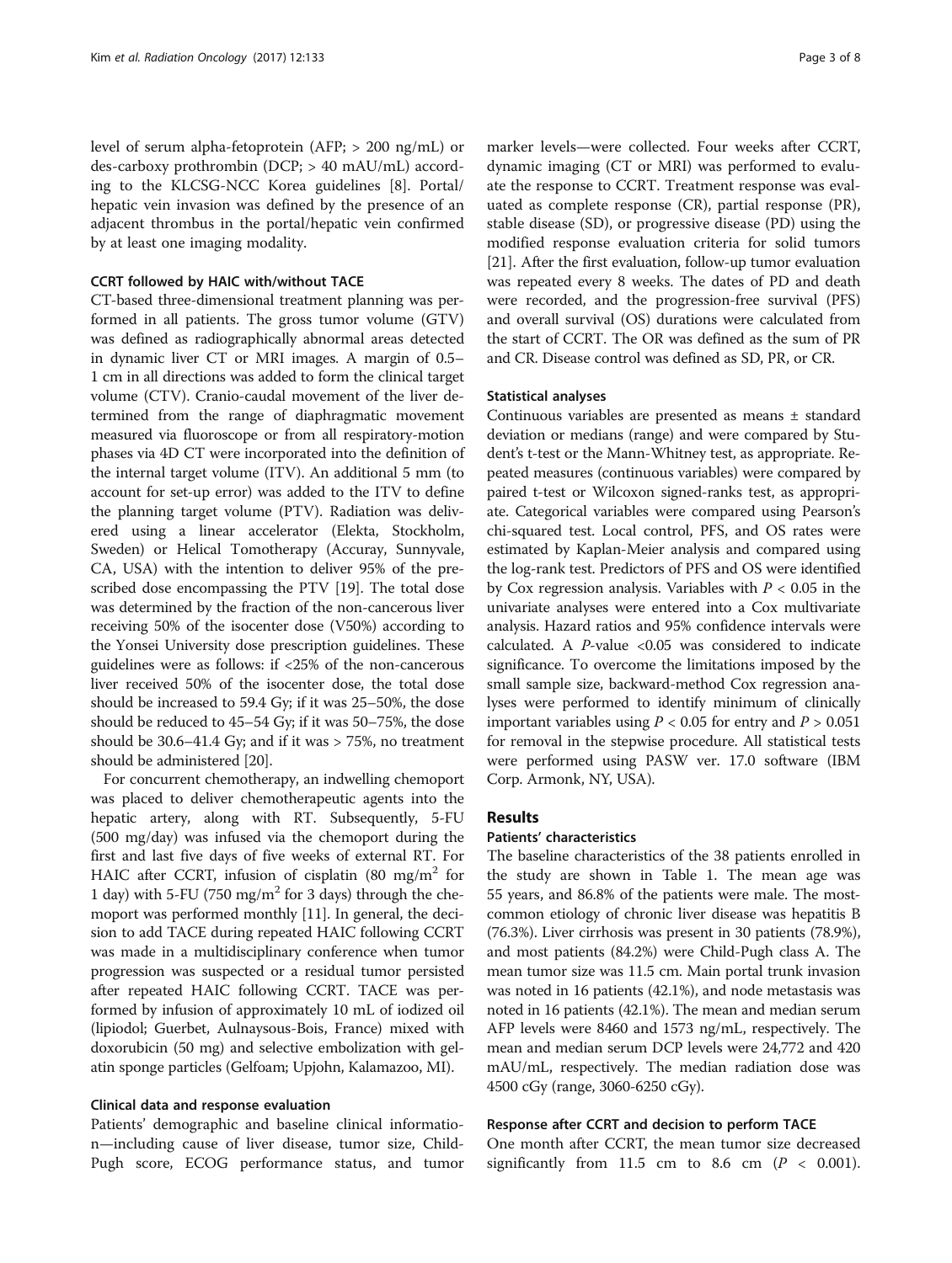level of serum alpha-fetoprotein (AFP; > 200 ng/mL) or des-carboxy prothrombin (DCP; > 40 mAU/mL) according to the KLCSG-NCC Korea guidelines [8]. Portal/hepatic vein invasion was defined by the presence of an adjacent thrombus in the portal/hepatic vein confirmed by at least one imaging modality.

### CCRT followed by HAIC with/without TACE

CT-based three-dimensional treatment planning was performed in all patients. The gross tumor volume (GTV) was defined as radiographically abnormal areas detected in dynamic liver CT or MRI images. A margin of 0.5–1 cm in all directions was added to form the clinical target volume (CTV). Cranio-caudal movement of the liver determined from the range of diaphragmatic movement measured via fluoroscope or from all respiratory-motion phases via 4D CT were incorporated into the definition of the internal target volume (ITV). An additional 5 mm (to account for set-up error) was added to the ITV to define the planning target volume (PTV). Radiation was delivered using a linear accelerator (Elekta, Stockholm, Sweden) or Helical Tomotherapy (Accuray, Sunnyvale, CA, USA) with the intention to deliver 95% of the prescribed dose encompassing the PTV [19]. The total dose was determined by the fraction of the non-cancerous liver receiving 50% of the isocenter dose (V50%) according to the Yonsei University dose prescription guidelines. These guidelines were as follows: if <25% of the non-cancerous liver received 50% of the isocenter dose, the total dose should be increased to 59.4 Gy; if it was 25–50%, the dose should be reduced to 45–54 Gy; if it was 50–75%, the dose should be 30.6–41.4 Gy; and if it was > 75%, no treatment should be administered [20].

For concurrent chemotherapy, an indwelling chemoport was placed to deliver chemotherapeutic agents into the hepatic artery, along with RT. Subsequently, 5-FU (500 mg/day) was infused via the chemoport during the first and last five days of five weeks of external RT. For HAIC after CCRT, infusion of cisplatin (80 mg/m$^2$ for 1 day) with 5-FU (750 mg/m$^2$ for 3 days) through the chemoport was performed monthly [11]. In general, the decision to add TACE during repeated HAIC following CCRT was made in a multidisciplinary conference when tumor progression was suspected or a residual tumor persisted after repeated HAIC following CCRT. TACE was performed by infusion of approximately 10 mL of iodized oil (lipiodol; Guerbet, Aulnaysous-Bois, France) mixed with doxorubicin (50 mg) and selective embolization with gelatin sponge particles (Gelfoam; Upjohn, Kalamazoo, MI).

### Clinical data and response evaluation

Patients' demographic and baseline clinical information—including cause of liver disease, tumor size, Child-Pugh score, ECOG performance status, and tumor marker levels—were collected. Four weeks after CCRT, dynamic imaging (CT or MRI) was performed to evaluate the response to CCRT. Treatment response was evaluated as complete response (CR), partial response (PR), stable disease (SD), or progressive disease (PD) using the modified response evaluation criteria for solid tumors [21]. After the first evaluation, follow-up tumor evaluation was repeated every 8 weeks. The dates of PD and death were recorded, and the progression-free survival (PFS) and overall survival (OS) durations were calculated from the start of CCRT. The OR was defined as the sum of PR and CR. Disease control was defined as SD, PR, or CR.

### Statistical analyses

Continuous variables are presented as means ± standard deviation or medians (range) and were compared by Student's t-test or the Mann-Whitney test, as appropriate. Repeated measures (continuous variables) were compared by paired t-test or Wilcoxon signed-ranks test, as appropriate. Categorical variables were compared using Pearson's chi-squared test. Local control, PFS, and OS rates were estimated by Kaplan-Meier analysis and compared using the log-rank test. Predictors of PFS and OS were identified by Cox regression analysis. Variables with $P < 0.05$ in the univariate analyses were entered into a Cox multivariate analysis. Hazard ratios and 95% confidence intervals were calculated. A $P$-value <0.05 was considered to indicate significance. To overcome the limitations imposed by the small sample size, backward-method Cox regression analyses were performed to identify minimum of clinically important variables using $P < 0.05$ for entry and $P > 0.051$ for removal in the stepwise procedure. All statistical tests were performed using PASW ver. 17.0 software (IBM Corp. Armonk, NY, USA).

## Results

### Patients' characteristics

The baseline characteristics of the 38 patients enrolled in the study are shown in Table 1. The mean age was 55 years, and 86.8% of the patients were male. The most-common etiology of chronic liver disease was hepatitis B (76.3%). Liver cirrhosis was present in 30 patients (78.9%), and most patients (84.2%) were Child-Pugh class A. The mean tumor size was 11.5 cm. Main portal trunk invasion was noted in 16 patients (42.1%), and node metastasis was noted in 16 patients (42.1%). The mean and median serum AFP levels were 8460 and 1573 ng/mL, respectively. The mean and median serum DCP levels were 24,772 and 420 mAU/mL, respectively. The median radiation dose was 4500 cGy (range, 3060-6250 cGy).

### Response after CCRT and decision to perform TACE

One month after CCRT, the mean tumor size decreased significantly from 11.5 cm to 8.6 cm ($P < 0.001$).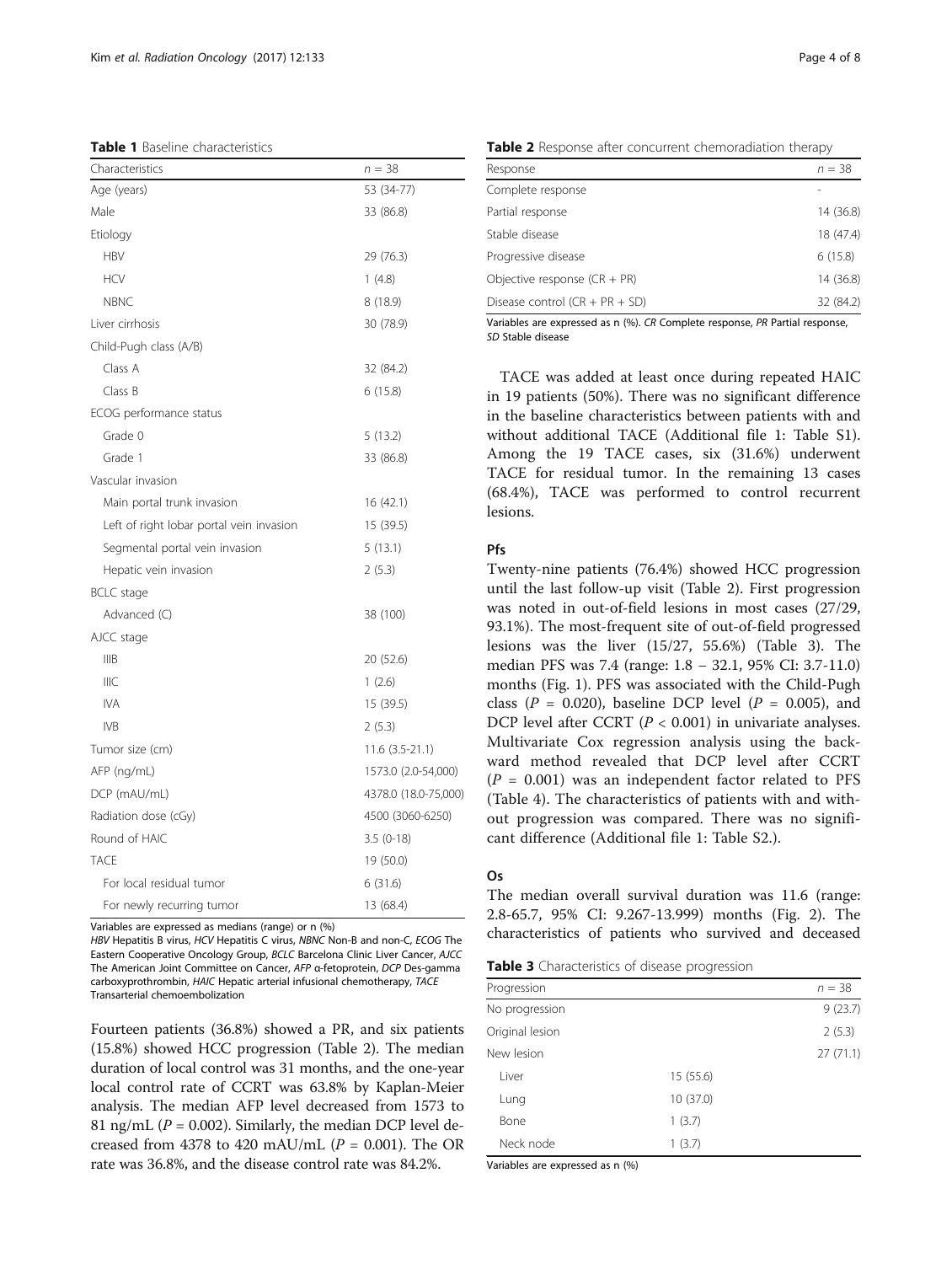**Table 1** Baseline characteristics

| Characteristics | $n = 38$ |
|---|---|
| Age (years) | 53 (34-77) |
| Male | 33 (86.8) |
| Etiology | |
| HBV | 29 (76.3) |
| HCV | 1 (4.8) |
| NBNC | 8 (18.9) |
| Liver cirrhosis | 30 (78.9) |
| Child-Pugh class (A/B) | |
| Class A | 32 (84.2) |
| Class B | 6 (15.8) |
| ECOG performance status | |
| Grade 0 | 5 (13.2) |
| Grade 1 | 33 (86.8) |
| Vascular invasion | |
| Main portal trunk invasion | 16 (42.1) |
| Left of right lobar portal vein invasion | 15 (39.5) |
| Segmental portal vein invasion | 5 (13.1) |
| Hepatic vein invasion | 2 (5.3) |
| BCLC stage | |
| Advanced (C) | 38 (100) |
| AJCC stage | |
| IIIB | 20 (52.6) |
| IIIC | 1 (2.6) |
| IVA | 15 (39.5) |
| IVB | 2 (5.3) |
| Tumor size (cm) | 11.6 (3.5-21.1) |
| AFP (ng/mL) | 1573.0 (2.0-54,000) |
| DCP (mAU/mL) | 4378.0 (18.0-75,000) |
| Radiation dose (cGy) | 4500 (3060-6250) |
| Round of HAIC | 3.5 (0-18) |
| TACE | 19 (50.0) |
| For local residual tumor | 6 (31.6) |
| For newly recurring tumor | 13 (68.4) |

Variables are expressed as medians (range) or n (%)

*HBV* Hepatitis B virus, *HCV* Hepatitis C virus, *NBNC* Non-B and non-C, *ECOG* The Eastern Cooperative Oncology Group, *BCLC* Barcelona Clinic Liver Cancer, *AJCC* The American Joint Committee on Cancer, *AFP* α-fetoprotein, *DCP* Des-gamma carboxyprothrombin, *HAIC* Hepatic arterial infusional chemotherapy, *TACE* Transarterial chemoembolization

Fourteen patients (36.8%) showed a PR, and six patients (15.8%) showed HCC progression (Table 2). The median duration of local control was 31 months, and the one-year local control rate of CCRT was 63.8% by Kaplan-Meier analysis. The median AFP level decreased from 1573 to 81 ng/mL ($P = 0.002$). Similarly, the median DCP level decreased from 4378 to 420 mAU/mL ($P = 0.001$). The OR rate was 36.8%, and the disease control rate was 84.2%.

**Table 2** Response after concurrent chemoradiation therapy

| Response | $n = 38$ |
|---|---|
| Complete response | - |
| Partial response | 14 (36.8) |
| Stable disease | 18 (47.4) |
| Progressive disease | 6 (15.8) |
| Objective response (CR + PR) | 14 (36.8) |
| Disease control (CR + PR + SD) | 32 (84.2) |

Variables are expressed as n (%). *CR* Complete response, *PR* Partial response, *SD* Stable disease

TACE was added at least once during repeated HAIC in 19 patients (50%). There was no significant difference in the baseline characteristics between patients with and without additional TACE (Additional file 1: Table S1). Among the 19 TACE cases, six (31.6%) underwent TACE for residual tumor. In the remaining 13 cases (68.4%), TACE was performed to control recurrent lesions.

## Pfs

Twenty-nine patients (76.4%) showed HCC progression until the last follow-up visit (Table 2). First progression was noted in out-of-field lesions in most cases (27/29, 93.1%). The most-frequent site of out-of-field progressed lesions was the liver (15/27, 55.6%) (Table 3). The median PFS was 7.4 (range: 1.8 – 32.1, 95% CI: 3.7-11.0) months (Fig. 1). PFS was associated with the Child-Pugh class ($P = 0.020$), baseline DCP level ($P = 0.005$), and DCP level after CCRT ($P < 0.001$) in univariate analyses. Multivariate Cox regression analysis using the backward method revealed that DCP level after CCRT ($P = 0.001$) was an independent factor related to PFS (Table 4). The characteristics of patients with and without progression was compared. There was no significant difference (Additional file 1: Table S2.).

## Os

The median overall survival duration was 11.6 (range: 2.8-65.7, 95% CI: 9.267-13.999) months (Fig. 2). The characteristics of patients who survived and deceased

**Table 3** Characteristics of disease progression

| Progression | | $n = 38$ |
|---|---|---|
| No progression | | 9 (23.7) |
| Original lesion | | 2 (5.3) |
| New lesion | | 27 (71.1) |
| Liver | 15 (55.6) | |
| Lung | 10 (37.0) | |
| Bone | 1 (3.7) | |
| Neck node | 1 (3.7) | |

Variables are expressed as n (%)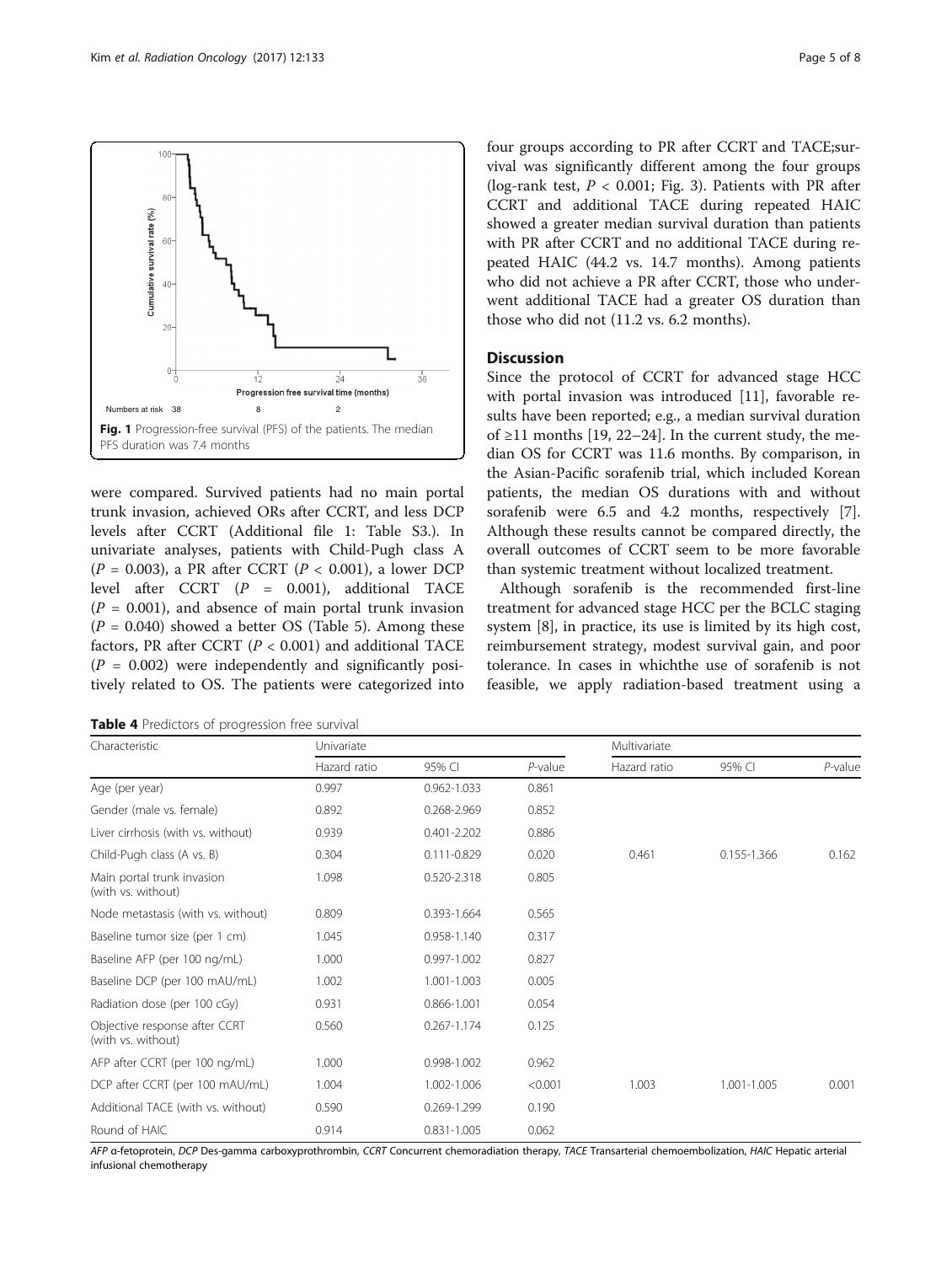Fig. 1 Progression-free survival (PFS) of the patients. The median PFS duration was 7.4 months

were compared. Survived patients had no main portal trunk invasion, achieved ORs after CCRT, and less DCP levels after CCRT (Additional file 1: Table S3.). In univariate analyses, patients with Child-Pugh class A ($P$ = 0.003), a PR after CCRT ($P$ < 0.001), a lower DCP level after CCRT ($P$ = 0.001), additional TACE ($P$ = 0.001), and absence of main portal trunk invasion ($P$ = 0.040) showed a better OS (Table 5). Among these factors, PR after CCRT ($P$ < 0.001) and additional TACE ($P$ = 0.002) were independently and significantly positively related to OS. The patients were categorized into four groups according to PR after CCRT and TACE;survival was significantly different among the four groups (log-rank test, $P$ < 0.001; Fig. 3). Patients with PR after CCRT and additional TACE during repeated HAIC showed a greater median survival duration than patients with PR after CCRT and no additional TACE during repeated HAIC (44.2 vs. 14.7 months). Among patients who did not achieve a PR after CCRT, those who underwent additional TACE had a greater OS duration than those who did not (11.2 vs. 6.2 months).

## Discussion

Since the protocol of CCRT for advanced stage HCC with portal invasion was introduced [11], favorable results have been reported; e.g., a median survival duration of ≥11 months [19, 22–24]. In the current study, the median OS for CCRT was 11.6 months. By comparison, in the Asian-Pacific sorafenib trial, which included Korean patients, the median OS durations with and without sorafenib were 6.5 and 4.2 months, respectively [7]. Although these results cannot be compared directly, the overall outcomes of CCRT seem to be more favorable than systemic treatment without localized treatment.

Although sorafenib is the recommended first-line treatment for advanced stage HCC per the BCLC staging system [8], in practice, its use is limited by its high cost, reimbursement strategy, modest survival gain, and poor tolerance. In cases in whichthe use of sorafenib is not feasible, we apply radiation-based treatment using a

**Table 4** Predictors of progression free survival

| Characteristic | Univariate | | | Multivariate | | |
|---|---|---|---|---|---|---|
| | Hazard ratio | 95% CI | $P$-value | Hazard ratio | 95% CI | $P$-value |
| Age (per year) | 0.997 | 0.962-1.033 | 0.861 | | | |
| Gender (male vs. female) | 0.892 | 0.268-2.969 | 0.852 | | | |
| Liver cirrhosis (with vs. without) | 0.939 | 0.401-2.202 | 0.886 | | | |
| Child-Pugh class (A vs. B) | 0.304 | 0.111-0.829 | 0.020 | 0.461 | 0.155-1.366 | 0.162 |
| Main portal trunk invasion (with vs. without) | 1.098 | 0.520-2.318 | 0.805 | | | |
| Node metastasis (with vs. without) | 0.809 | 0.393-1.664 | 0.565 | | | |
| Baseline tumor size (per 1 cm) | 1.045 | 0.958-1.140 | 0.317 | | | |
| Baseline AFP (per 100 ng/mL) | 1.000 | 0.997-1.002 | 0.827 | | | |
| Baseline DCP (per 100 mAU/mL) | 1.002 | 1.001-1.003 | 0.005 | | | |
| Radiation dose (per 100 cGy) | 0.931 | 0.866-1.001 | 0.054 | | | |
| Objective response after CCRT (with vs. without) | 0.560 | 0.267-1.174 | 0.125 | | | |
| AFP after CCRT (per 100 ng/mL) | 1.000 | 0.998-1.002 | 0.962 | | | |
| DCP after CCRT (per 100 mAU/mL) | 1.004 | 1.002-1.006 | <0.001 | 1.003 | 1.001-1.005 | 0.001 |
| Additional TACE (with vs. without) | 0.590 | 0.269-1.299 | 0.190 | | | |
| Round of HAIC | 0.914 | 0.831-1.005 | 0.062 | | | |

*AFP* α-fetoprotein, *DCP* Des-gamma carboxyprothrombin, *CCRT* Concurrent chemoradiation therapy, *TACE* Transarterial chemoembolization, *HAIC* Hepatic arterial infusional chemotherapy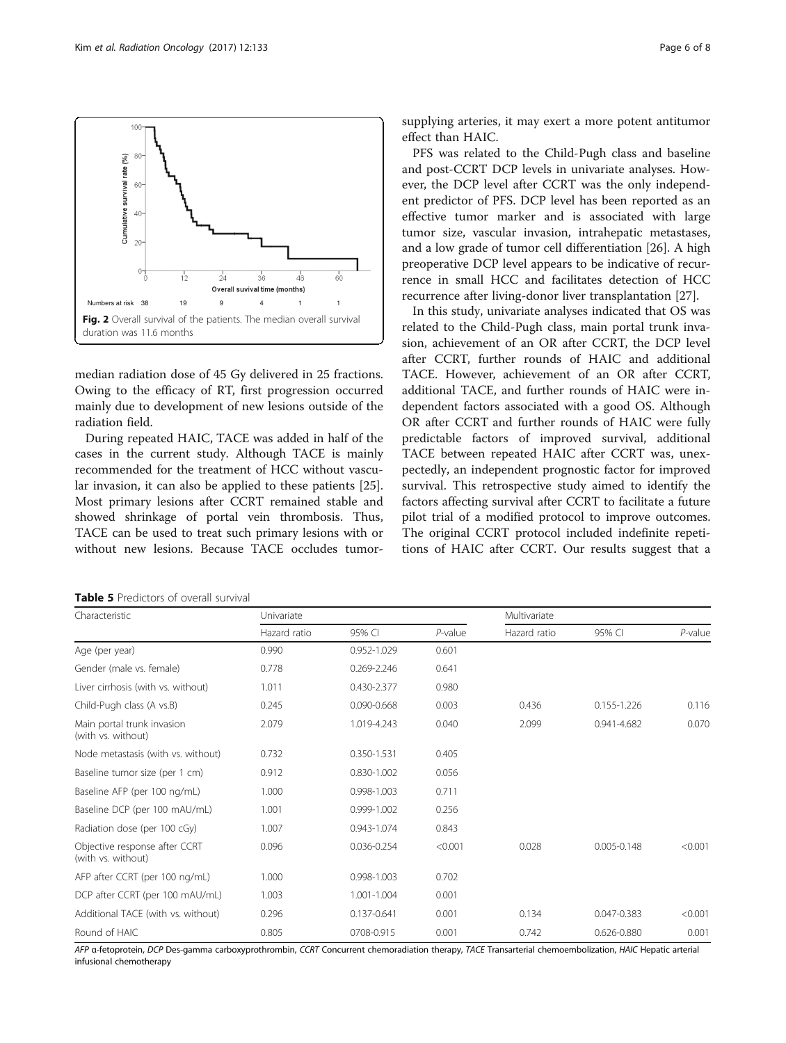Fig. 2 Overall survival of the patients. The median overall survival duration was 11.6 months

median radiation dose of 45 Gy delivered in 25 fractions. Owing to the efficacy of RT, first progression occurred mainly due to development of new lesions outside of the radiation field.

During repeated HAIC, TACE was added in half of the cases in the current study. Although TACE is mainly recommended for the treatment of HCC without vascular invasion, it can also be applied to these patients [25]. Most primary lesions after CCRT remained stable and showed shrinkage of portal vein thrombosis. Thus, TACE can be used to treat such primary lesions with or without new lesions. Because TACE occludes tumor-supplying arteries, it may exert a more potent antitumor effect than HAIC.

PFS was related to the Child-Pugh class and baseline and post-CCRT DCP levels in univariate analyses. However, the DCP level after CCRT was the only independent predictor of PFS. DCP level has been reported as an effective tumor marker and is associated with large tumor size, vascular invasion, intrahepatic metastases, and a low grade of tumor cell differentiation [26]. A high preoperative DCP level appears to be indicative of recurrence in small HCC and facilitates detection of HCC recurrence after living-donor liver transplantation [27].

In this study, univariate analyses indicated that OS was related to the Child-Pugh class, main portal trunk invasion, achievement of an OR after CCRT, the DCP level after CCRT, further rounds of HAIC and additional TACE. However, achievement of an OR after CCRT, additional TACE, and further rounds of HAIC were independent factors associated with a good OS. Although OR after CCRT and further rounds of HAIC were fully predictable factors of improved survival, additional TACE between repeated HAIC after CCRT was, unexpectedly, an independent prognostic factor for improved survival. This retrospective study aimed to identify the factors affecting survival after CCRT to facilitate a future pilot trial of a modified protocol to improve outcomes. The original CCRT protocol included indefinite repetitions of HAIC after CCRT. Our results suggest that a

**Table 5** Predictors of overall survival

| Characteristic | Univariate | | | Multivariate | | |
|---|---|---|---|---|---|---|
| | Hazard ratio | 95% CI | P-value | Hazard ratio | 95% CI | P-value |
| Age (per year) | 0.990 | 0.952-1.029 | 0.601 | | | |
| Gender (male vs. female) | 0.778 | 0.269-2.246 | 0.641 | | | |
| Liver cirrhosis (with vs. without) | 1.011 | 0.430-2.377 | 0.980 | | | |
| Child-Pugh class (A vs.B) | 0.245 | 0.090-0.668 | 0.003 | 0.436 | 0.155-1.226 | 0.116 |
| Main portal trunk invasion (with vs. without) | 2.079 | 1.019-4.243 | 0.040 | 2.099 | 0.941-4.682 | 0.070 |
| Node metastasis (with vs. without) | 0.732 | 0.350-1.531 | 0.405 | | | |
| Baseline tumor size (per 1 cm) | 0.912 | 0.830-1.002 | 0.056 | | | |
| Baseline AFP (per 100 ng/mL) | 1.000 | 0.998-1.003 | 0.711 | | | |
| Baseline DCP (per 100 mAU/mL) | 1.001 | 0.999-1.002 | 0.256 | | | |
| Radiation dose (per 100 cGy) | 1.007 | 0.943-1.074 | 0.843 | | | |
| Objective response after CCRT (with vs. without) | 0.096 | 0.036-0.254 | <0.001 | 0.028 | 0.005-0.148 | <0.001 |
| AFP after CCRT (per 100 ng/mL) | 1.000 | 0.998-1.003 | 0.702 | | | |
| DCP after CCRT (per 100 mAU/mL) | 1.003 | 1.001-1.004 | 0.001 | | | |
| Additional TACE (with vs. without) | 0.296 | 0.137-0.641 | 0.001 | 0.134 | 0.047-0.383 | <0.001 |
| Round of HAIC | 0.805 | 0708-0.915 | 0.001 | 0.742 | 0.626-0.880 | 0.001 |

*AFP* α-fetoprotein, *DCP* Des-gamma carboxyprothrombin, *CCRT* Concurrent chemoradiation therapy, *TACE* Transarterial chemoembolization, *HAIC* Hepatic arterial infusional chemotherapy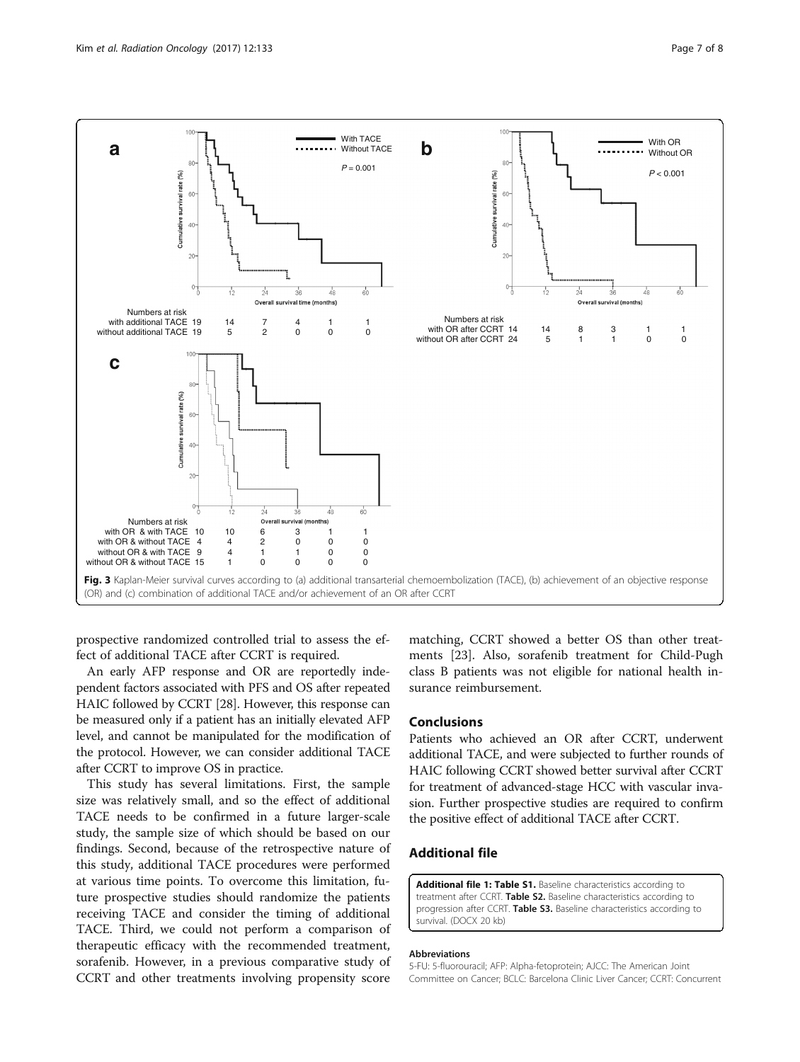Fig. 3 Kaplan-Meier survival curves according to (a) additional transarterial chemoembolization (TACE), (b) achievement of an objective response (OR) and (c) combination of additional TACE and/or achievement of an OR after CCRT

prospective randomized controlled trial to assess the effect of additional TACE after CCRT is required.

An early AFP response and OR are reportedly independent factors associated with PFS and OS after repeated HAIC followed by CCRT [28]. However, this response can be measured only if a patient has an initially elevated AFP level, and cannot be manipulated for the modification of the protocol. However, we can consider additional TACE after CCRT to improve OS in practice.

This study has several limitations. First, the sample size was relatively small, and so the effect of additional TACE needs to be confirmed in a future larger-scale study, the sample size of which should be based on our findings. Second, because of the retrospective nature of this study, additional TACE procedures were performed at various time points. To overcome this limitation, future prospective studies should randomize the patients receiving TACE and consider the timing of additional TACE. Third, we could not perform a comparison of therapeutic efficacy with the recommended treatment, sorafenib. However, in a previous comparative study of CCRT and other treatments involving propensity score matching, CCRT showed a better OS than other treatments [23]. Also, sorafenib treatment for Child-Pugh class B patients was not eligible for national health insurance reimbursement.

## Conclusions

Patients who achieved an OR after CCRT, underwent additional TACE, and were subjected to further rounds of HAIC following CCRT showed better survival after CCRT for treatment of advanced-stage HCC with vascular invasion. Further prospective studies are required to confirm the positive effect of additional TACE after CCRT.

## Additional file

**Additional file 1: Table S1.** Baseline characteristics according to treatment after CCRT. **Table S2.** Baseline characteristics according to progression after CCRT. **Table S3.** Baseline characteristics according to survival. (DOCX 20 kb)

#### Abbreviations

5-FU: 5-fluorouracil; AFP: Alpha-fetoprotein; AJCC: The American Joint Committee on Cancer; BCLC: Barcelona Clinic Liver Cancer; CCRT: Concurrent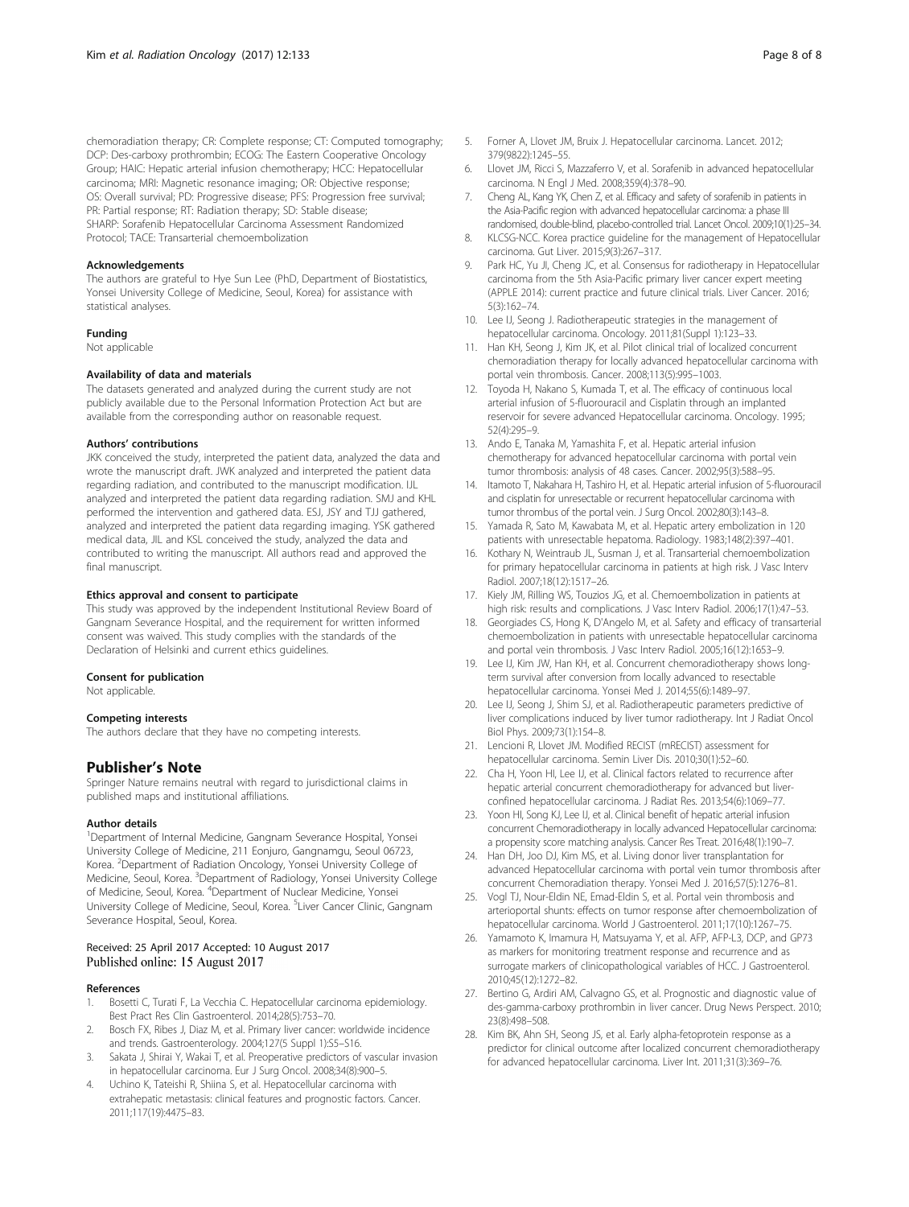chemoradiation therapy; CR: Complete response; CT: Computed tomography; DCP: Des-carboxy prothrombin; ECOG: The Eastern Cooperative Oncology Group; HAIC: Hepatic arterial infusion chemotherapy; HCC: Hepatocellular carcinoma; MRI: Magnetic resonance imaging; OR: Objective response; OS: Overall survival; PD: Progressive disease; PFS: Progression free survival; PR: Partial response; RT: Radiation therapy; SD: Stable disease; SHARP: Sorafenib Hepatocellular Carcinoma Assessment Randomized Protocol; TACE: Transarterial chemoembolization

#### Acknowledgements

The authors are grateful to Hye Sun Lee (PhD, Department of Biostatistics, Yonsei University College of Medicine, Seoul, Korea) for assistance with statistical analyses.

#### Funding

Not applicable

#### Availability of data and materials

The datasets generated and analyzed during the current study are not publicly available due to the Personal Information Protection Act but are available from the corresponding author on reasonable request.

#### Authors' contributions

JKK conceived the study, interpreted the patient data, analyzed the data and wrote the manuscript draft. JWK analyzed and interpreted the patient data regarding radiation, and contributed to the manuscript modification. IJL analyzed and interpreted the patient data regarding radiation. SMJ and KHL performed the intervention and gathered data. ESJ, JSY and TJJ gathered, analyzed and interpreted the patient data regarding imaging. YSK gathered medical data, JIL and KSL conceived the study, analyzed the data and contributed to writing the manuscript. All authors read and approved the final manuscript.

#### Ethics approval and consent to participate

This study was approved by the independent Institutional Review Board of Gangnam Severance Hospital, and the requirement for written informed consent was waived. This study complies with the standards of the Declaration of Helsinki and current ethics guidelines.

#### Consent for publication

Not applicable.

#### Competing interests

The authors declare that they have no competing interests.

## Publisher's Note

Springer Nature remains neutral with regard to jurisdictional claims in published maps and institutional affiliations.

#### Author details

[1]Department of Internal Medicine, Gangnam Severance Hospital, Yonsei University College of Medicine, 211 Eonjuro, Gangnamgu, Seoul 06723, Korea. [2]Department of Radiation Oncology, Yonsei University College of Medicine, Seoul, Korea. [3]Department of Radiology, Yonsei University College of Medicine, Seoul, Korea. [4]Department of Nuclear Medicine, Yonsei University College of Medicine, Seoul, Korea. [5]Liver Cancer Clinic, Gangnam Severance Hospital, Seoul, Korea.

Received: 25 April 2017 Accepted: 10 August 2017
Published online: 15 August 2017

#### References

1. Bosetti C, Turati F, La Vecchia C. Hepatocellular carcinoma epidemiology. Best Pract Res Clin Gastroenterol. 2014;28(5):753–70.
2. Bosch FX, Ribes J, Diaz M, et al. Primary liver cancer: worldwide incidence and trends. Gastroenterology. 2004;127(5 Suppl 1):S5–S16.
3. Sakata J, Shirai Y, Wakai T, et al. Preoperative predictors of vascular invasion in hepatocellular carcinoma. Eur J Surg Oncol. 2008;34(8):900–5.
4. Uchino K, Tateishi R, Shiina S, et al. Hepatocellular carcinoma with extrahepatic metastasis: clinical features and prognostic factors. Cancer. 2011;117(19):4475–83.
5. Forner A, Llovet JM, Bruix J. Hepatocellular carcinoma. Lancet. 2012; 379(9822):1245–55.
6. Llovet JM, Ricci S, Mazzaferro V, et al. Sorafenib in advanced hepatocellular carcinoma. N Engl J Med. 2008;359(4):378–90.
7. Cheng AL, Kang YK, Chen Z, et al. Efficacy and safety of sorafenib in patients in the Asia-Pacific region with advanced hepatocellular carcinoma: a phase III randomised, double-blind, placebo-controlled trial. Lancet Oncol. 2009;10(1):25–34.
8. KLCSG-NCC. Korea practice guideline for the management of Hepatocellular carcinoma. Gut Liver. 2015;9(3):267–317.
9. Park HC, Yu JI, Cheng JC, et al. Consensus for radiotherapy in Hepatocellular carcinoma from the 5th Asia-Pacific primary liver cancer expert meeting (APPLE 2014): current practice and future clinical trials. Liver Cancer. 2016; 5(3):162–74.
10. Lee IJ, Seong J. Radiotherapeutic strategies in the management of hepatocellular carcinoma. Oncology. 2011;81(Suppl 1):123–33.
11. Han KH, Seong J, Kim JK, et al. Pilot clinical trial of localized concurrent chemoradiation therapy for locally advanced hepatocellular carcinoma with portal vein thrombosis. Cancer. 2008;113(5):995–1003.
12. Toyoda H, Nakano S, Kumada T, et al. The efficacy of continuous local arterial infusion of 5-fluorouracil and Cisplatin through an implanted reservoir for severe advanced Hepatocellular carcinoma. Oncology. 1995; 52(4):295–9.
13. Ando E, Tanaka M, Yamashita F, et al. Hepatic arterial infusion chemotherapy for advanced hepatocellular carcinoma with portal vein tumor thrombosis: analysis of 48 cases. Cancer. 2002;95(3):588–95.
14. Itamoto T, Nakahara H, Tashiro H, et al. Hepatic arterial infusion of 5-fluorouracil and cisplatin for unresectable or recurrent hepatocellular carcinoma with tumor thrombus of the portal vein. J Surg Oncol. 2002;80(3):143–8.
15. Yamada R, Sato M, Kawabata M, et al. Hepatic artery embolization in 120 patients with unresectable hepatoma. Radiology. 1983;148(2):397–401.
16. Kothary N, Weintraub JL, Susman J, et al. Transarterial chemoembolization for primary hepatocellular carcinoma in patients at high risk. J Vasc Interv Radiol. 2007;18(12):1517–26.
17. Kiely JM, Rilling WS, Touzios JG, et al. Chemoembolization in patients at high risk: results and complications. J Vasc Interv Radiol. 2006;17(1):47–53.
18. Georgiades CS, Hong K, D'Angelo M, et al. Safety and efficacy of transarterial chemoembolization in patients with unresectable hepatocellular carcinoma and portal vein thrombosis. J Vasc Interv Radiol. 2005;16(12):1653–9.
19. Lee IJ, Kim JW, Han KH, et al. Concurrent chemoradiotherapy shows long-term survival after conversion from locally advanced to resectable hepatocellular carcinoma. Yonsei Med J. 2014;55(6):1489–97.
20. Lee IJ, Seong J, Shim SJ, et al. Radiotherapeutic parameters predictive of liver complications induced by liver tumor radiotherapy. Int J Radiat Oncol Biol Phys. 2009;73(1):154–8.
21. Lencioni R, Llovet JM. Modified RECIST (mRECIST) assessment for hepatocellular carcinoma. Semin Liver Dis. 2010;30(1):52–60.
22. Cha H, Yoon HI, Lee IJ, et al. Clinical factors related to recurrence after hepatic arterial concurrent chemoradiotherapy for advanced but liver-confined hepatocellular carcinoma. J Radiat Res. 2013;54(6):1069–77.
23. Yoon HI, Song KJ, Lee IJ, et al. Clinical benefit of hepatic arterial infusion concurrent Chemoradiotherapy in locally advanced Hepatocellular carcinoma: a propensity score matching analysis. Cancer Res Treat. 2016;48(1):190–7.
24. Han DH, Joo DJ, Kim MS, et al. Living donor liver transplantation for advanced Hepatocellular carcinoma with portal vein tumor thrombosis after concurrent Chemoradiation therapy. Yonsei Med J. 2016;57(5):1276–81.
25. Vogl TJ, Nour-Eldin NE, Emad-Eldin S, et al. Portal vein thrombosis and arterioportal shunts: effects on tumor response after chemoembolization of hepatocellular carcinoma. World J Gastroenterol. 2011;17(10):1267–75.
26. Yamamoto K, Imamura H, Matsuyama Y, et al. AFP, AFP-L3, DCP, and GP73 as markers for monitoring treatment response and recurrence and as surrogate markers of clinicopathological variables of HCC. J Gastroenterol. 2010;45(12):1272–82.
27. Bertino G, Ardiri AM, Calvagno GS, et al. Prognostic and diagnostic value of des-gamma-carboxy prothrombin in liver cancer. Drug News Perspect. 2010; 23(8):498–508.
28. Kim BK, Ahn SH, Seong JS, et al. Early alpha-fetoprotein response as a predictor for clinical outcome after localized concurrent chemoradiotherapy for advanced hepatocellular carcinoma. Liver Int. 2011;31(3):369–76.